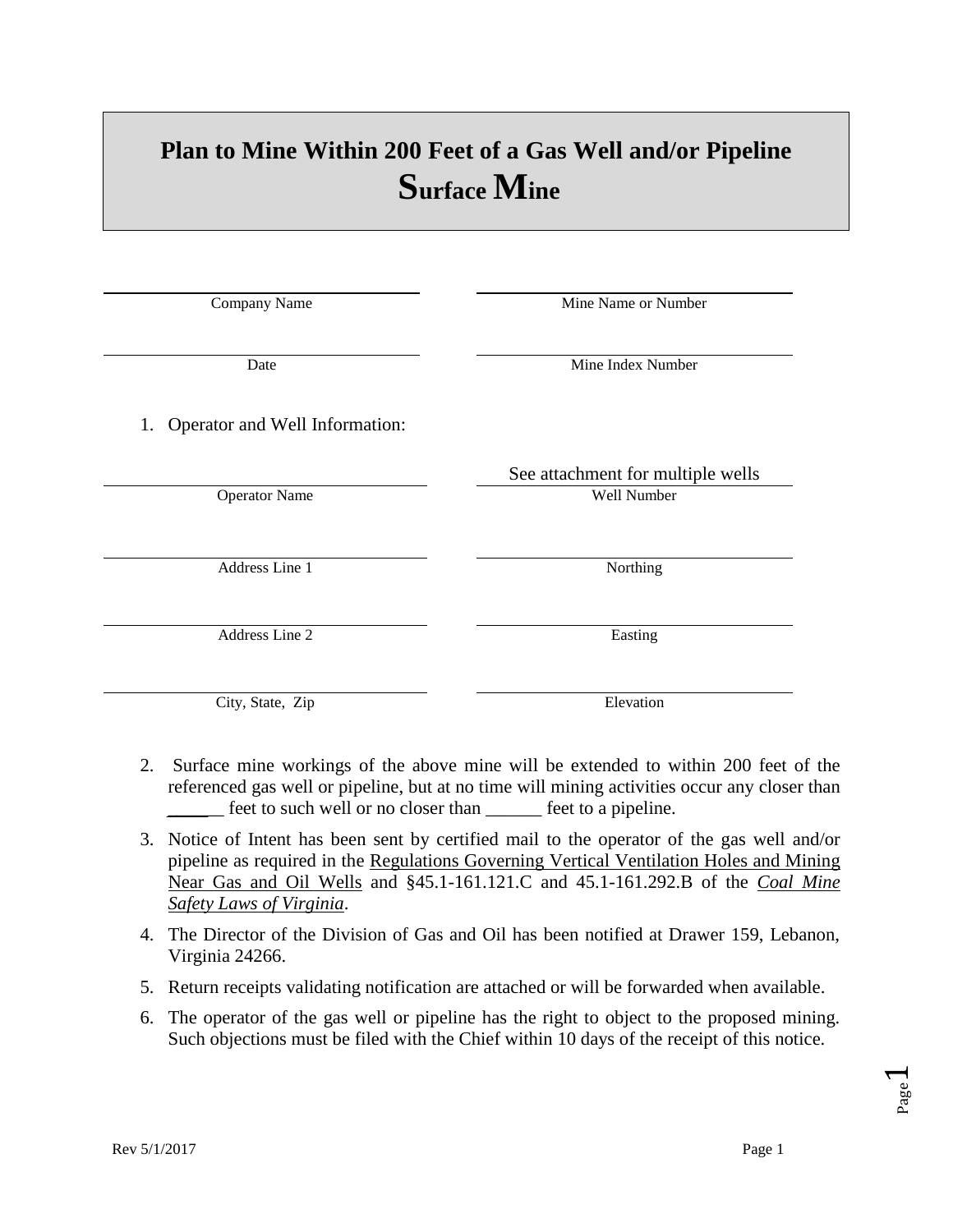# Plan to Mine Within 200 Feet of a Gas Well and/or Pipeline
# Surface Mine

| | |
|---|---|
| ______________________ | ______________________ |
| Company Name | Mine Name or Number |
| ______________________ | ______________________ |
| Date | Mine Index Number |

1. Operator and Well Information:

| | |
|---|---|
| ______________________ | See attachment for multiple wells |
| Operator Name | Well Number |
| ______________________ | ______________________ |
| Address Line 1 | Northing |
| ______________________ | ______________________ |
| Address Line 2 | Easting |
| ______________________ | ______________________ |
| City, State, Zip | Elevation |

2. Surface mine workings of the above mine will be extended to within 200 feet of the referenced gas well or pipeline, but at no time will mining activities occur any closer than _______ feet to such well or no closer than ______ feet to a pipeline.

3. Notice of Intent has been sent by certified mail to the operator of the gas well and/or pipeline as required in the <u>Regulations Governing Vertical Ventilation Holes and Mining Near Gas and Oil Wells</u> and §45.1-161.121.C and 45.1-161.292.B of the *<u>Coal Mine Safety Laws of Virginia</u>*.

4. The Director of the Division of Gas and Oil has been notified at Drawer 159, Lebanon, Virginia 24266.

5. Return receipts validating notification are attached or will be forwarded when available.

6. The operator of the gas well or pipeline has the right to object to the proposed mining. Such objections must be filed with the Chief within 10 days of the receipt of this notice.

Rev 5/1/2017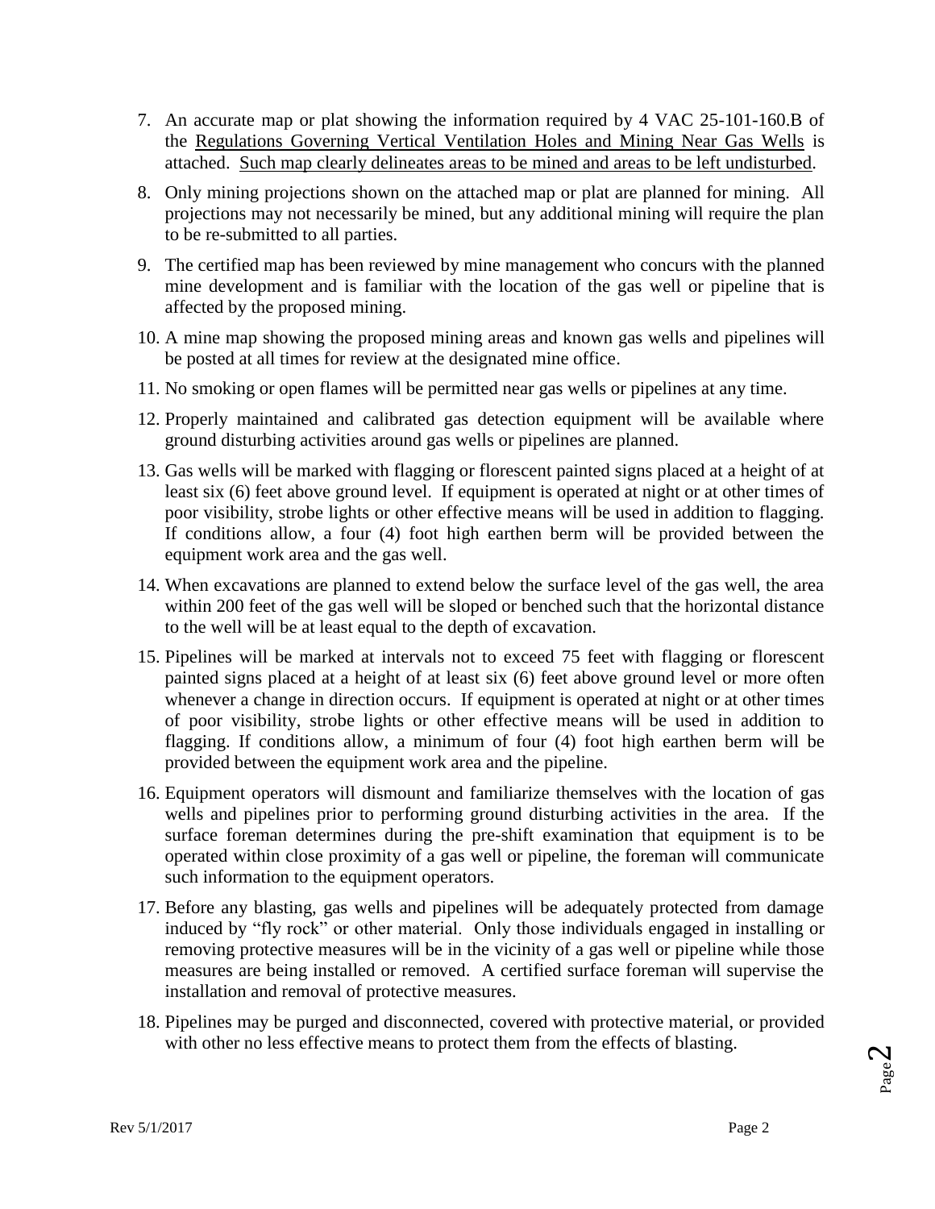7. An accurate map or plat showing the information required by 4 VAC 25-101-160.B of the <u>Regulations Governing Vertical Ventilation Holes and Mining Near Gas Wells</u> is attached. <u>Such map clearly delineates areas to be mined and areas to be left undisturbed</u>.

8. Only mining projections shown on the attached map or plat are planned for mining. All projections may not necessarily be mined, but any additional mining will require the plan to be re-submitted to all parties.

9. The certified map has been reviewed by mine management who concurs with the planned mine development and is familiar with the location of the gas well or pipeline that is affected by the proposed mining.

10. A mine map showing the proposed mining areas and known gas wells and pipelines will be posted at all times for review at the designated mine office.

11. No smoking or open flames will be permitted near gas wells or pipelines at any time.

12. Properly maintained and calibrated gas detection equipment will be available where ground disturbing activities around gas wells or pipelines are planned.

13. Gas wells will be marked with flagging or florescent painted signs placed at a height of at least six (6) feet above ground level. If equipment is operated at night or at other times of poor visibility, strobe lights or other effective means will be used in addition to flagging. If conditions allow, a four (4) foot high earthen berm will be provided between the equipment work area and the gas well.

14. When excavations are planned to extend below the surface level of the gas well, the area within 200 feet of the gas well will be sloped or benched such that the horizontal distance to the well will be at least equal to the depth of excavation.

15. Pipelines will be marked at intervals not to exceed 75 feet with flagging or florescent painted signs placed at a height of at least six (6) feet above ground level or more often whenever a change in direction occurs. If equipment is operated at night or at other times of poor visibility, strobe lights or other effective means will be used in addition to flagging. If conditions allow, a minimum of four (4) foot high earthen berm will be provided between the equipment work area and the pipeline.

16. Equipment operators will dismount and familiarize themselves with the location of gas wells and pipelines prior to performing ground disturbing activities in the area. If the surface foreman determines during the pre-shift examination that equipment is to be operated within close proximity of a gas well or pipeline, the foreman will communicate such information to the equipment operators.

17. Before any blasting, gas wells and pipelines will be adequately protected from damage induced by "fly rock" or other material. Only those individuals engaged in installing or removing protective measures will be in the vicinity of a gas well or pipeline while those measures are being installed or removed. A certified surface foreman will supervise the installation and removal of protective measures.

18. Pipelines may be purged and disconnected, covered with protective material, or provided with other no less effective means to protect them from the effects of blasting.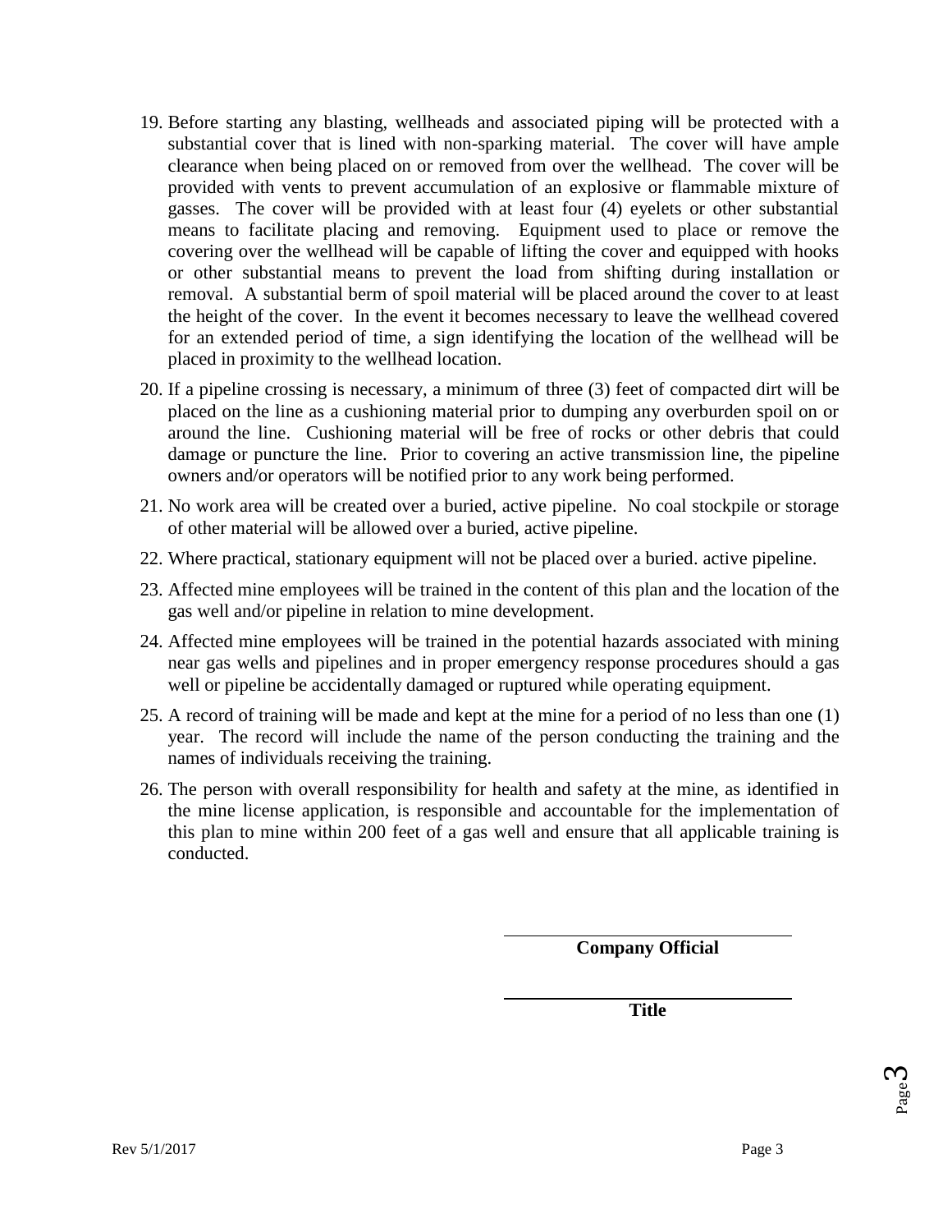19. Before starting any blasting, wellheads and associated piping will be protected with a substantial cover that is lined with non-sparking material. The cover will have ample clearance when being placed on or removed from over the wellhead. The cover will be provided with vents to prevent accumulation of an explosive or flammable mixture of gasses. The cover will be provided with at least four (4) eyelets or other substantial means to facilitate placing and removing. Equipment used to place or remove the covering over the wellhead will be capable of lifting the cover and equipped with hooks or other substantial means to prevent the load from shifting during installation or removal. A substantial berm of spoil material will be placed around the cover to at least the height of the cover. In the event it becomes necessary to leave the wellhead covered for an extended period of time, a sign identifying the location of the wellhead will be placed in proximity to the wellhead location.
20. If a pipeline crossing is necessary, a minimum of three (3) feet of compacted dirt will be placed on the line as a cushioning material prior to dumping any overburden spoil on or around the line. Cushioning material will be free of rocks or other debris that could damage or puncture the line. Prior to covering an active transmission line, the pipeline owners and/or operators will be notified prior to any work being performed.
21. No work area will be created over a buried, active pipeline. No coal stockpile or storage of other material will be allowed over a buried, active pipeline.
22. Where practical, stationary equipment will not be placed over a buried. active pipeline.
23. Affected mine employees will be trained in the content of this plan and the location of the gas well and/or pipeline in relation to mine development.
24. Affected mine employees will be trained in the potential hazards associated with mining near gas wells and pipelines and in proper emergency response procedures should a gas well or pipeline be accidentally damaged or ruptured while operating equipment.
25. A record of training will be made and kept at the mine for a period of no less than one (1) year. The record will include the name of the person conducting the training and the names of individuals receiving the training.
26. The person with overall responsibility for health and safety at the mine, as identified in the mine license application, is responsible and accountable for the implementation of this plan to mine within 200 feet of a gas well and ensure that all applicable training is conducted.

\_\_\_\_\_\_\_\_\_\_\_\_\_\_\_\_\_\_\_\_\_\_\_\_\_\_\_\_\_\_

**Company Official**

\_\_\_\_\_\_\_\_\_\_\_\_\_\_\_\_\_\_\_\_\_\_\_\_\_\_\_\_\_\_

**Title**

Rev 5/1/2017